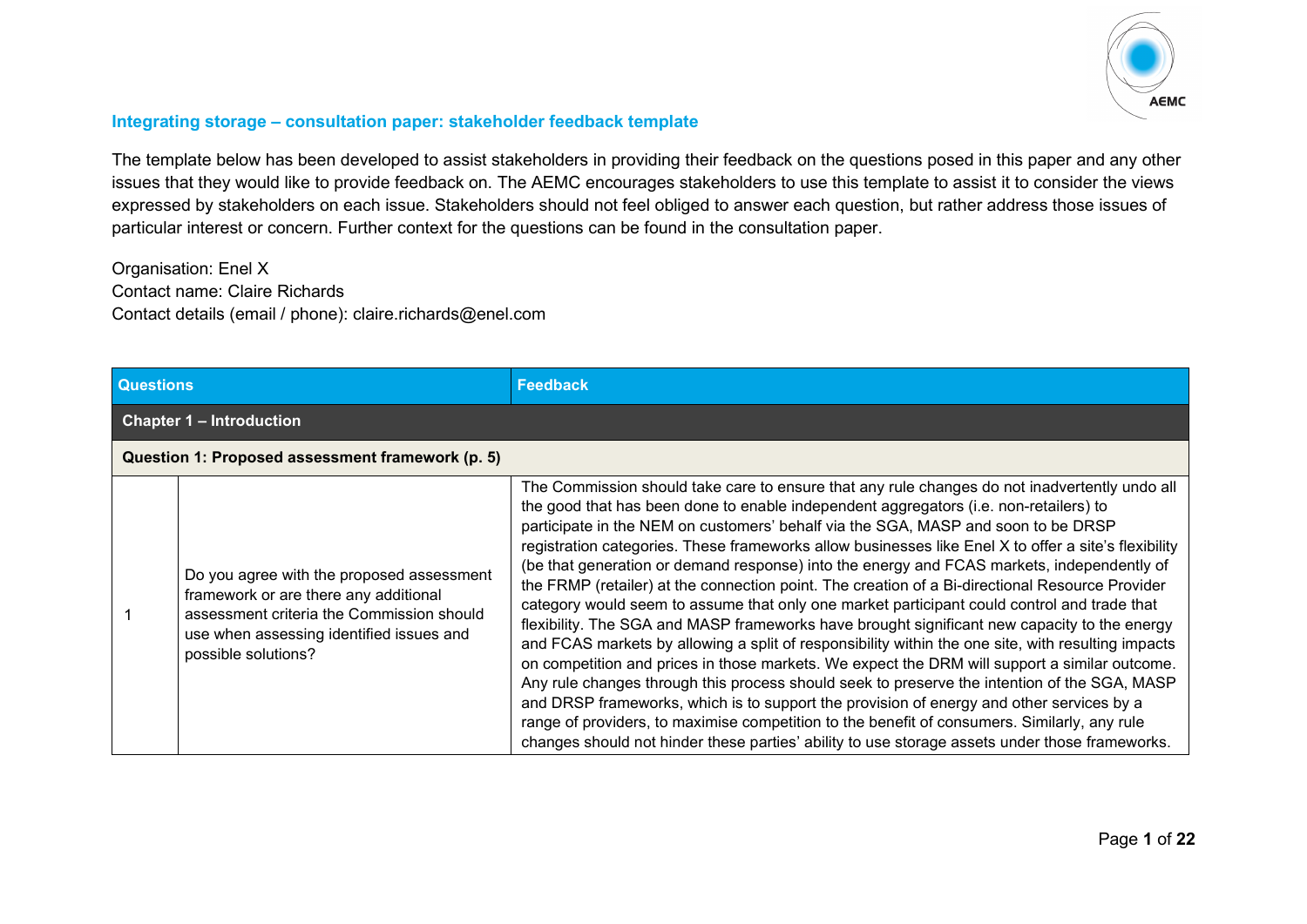**Integrating storage – consultation paper: stakeholder feedback template**

The template below has been developed to assist stakeholders in providing their feedback on the questions posed in this paper and any other issues that they would like to provide feedback on. The AEMC encourages stakeholders to use this template to assist it to consider the views expressed by stakeholders on each issue. Stakeholders should not feel obliged to answer each question, but rather address those issues of particular interest or concern. Further context for the questions can be found in the consultation paper.

Organisation: Enel X
Contact name: Claire Richards
Contact details (email / phone): claire.richards@enel.com

| Questions | | Feedback |
|---|---|---|
| **Chapter 1 – Introduction** | | |
| **Question 1: Proposed assessment framework (p. 5)** | | |
| 1 | Do you agree with the proposed assessment framework or are there any additional assessment criteria the Commission should use when assessing identified issues and possible solutions? | The Commission should take care to ensure that any rule changes do not inadvertently undo all the good that has been done to enable independent aggregators (i.e. non-retailers) to participate in the NEM on customers' behalf via the SGA, MASP and soon to be DRSP registration categories. These frameworks allow businesses like Enel X to offer a site's flexibility (be that generation or demand response) into the energy and FCAS markets, independently of the FRMP (retailer) at the connection point. The creation of a Bi-directional Resource Provider category would seem to assume that only one market participant could control and trade that flexibility. The SGA and MASP frameworks have brought significant new capacity to the energy and FCAS markets by allowing a split of responsibility within the one site, with resulting impacts on competition and prices in those markets. We expect the DRM will support a similar outcome. Any rule changes through this process should seek to preserve the intention of the SGA, MASP and DRSP frameworks, which is to support the provision of energy and other services by a range of providers, to maximise competition to the benefit of consumers. Similarly, any rule changes should not hinder these parties' ability to use storage assets under those frameworks. |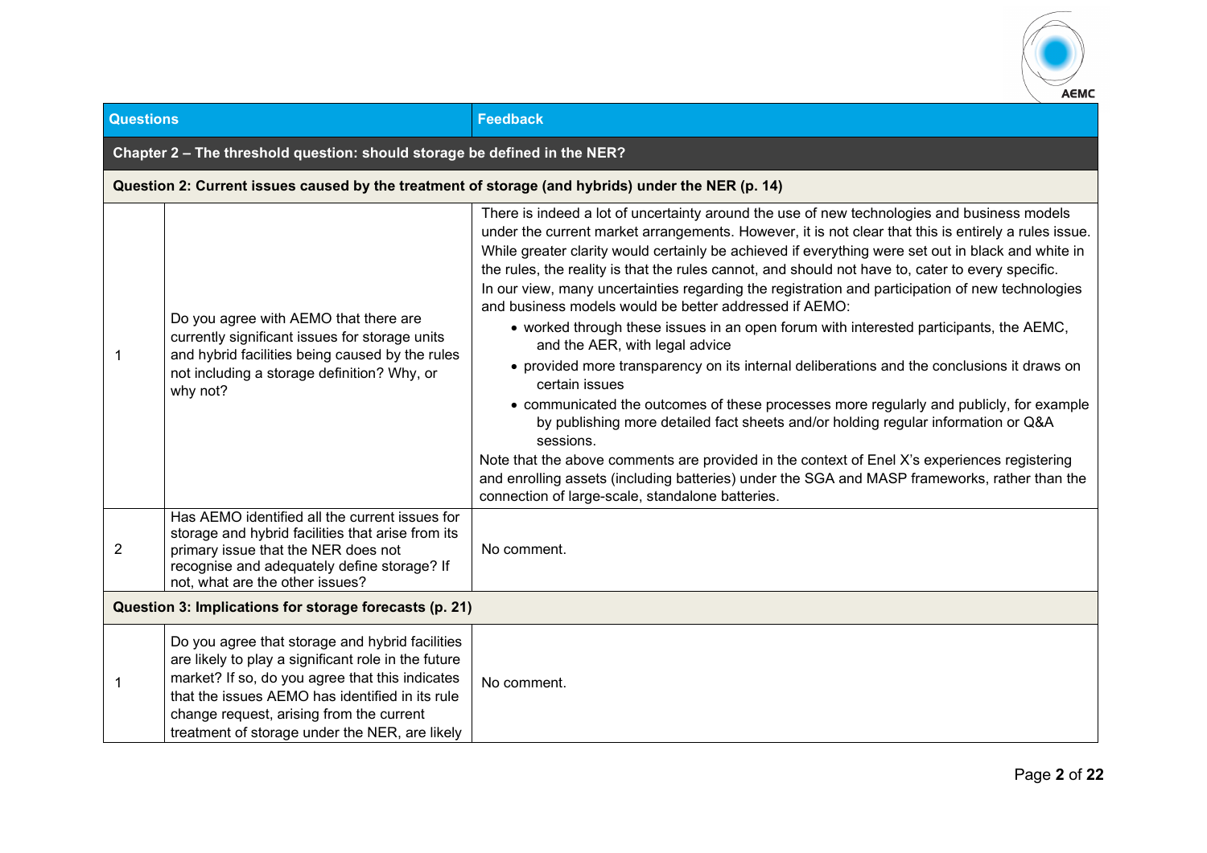| Questions | | Feedback |
|---|---|---|
| **Chapter 2 – The threshold question: should storage be defined in the NER?** | | |
| **Question 2: Current issues caused by the treatment of storage (and hybrids) under the NER (p. 14)** | | |
| 1 | Do you agree with AEMO that there are currently significant issues for storage units and hybrid facilities being caused by the rules not including a storage definition? Why, or why not? | There is indeed a lot of uncertainty around the use of new technologies and business models under the current market arrangements. However, it is not clear that this is entirely a rules issue. While greater clarity would certainly be achieved if everything were set out in black and white in the rules, the reality is that the rules cannot, and should not have to, cater to every specific.<br>In our view, many uncertainties regarding the registration and participation of new technologies and business models would be better addressed if AEMO:<br>• worked through these issues in an open forum with interested participants, the AEMC, and the AER, with legal advice<br>• provided more transparency on its internal deliberations and the conclusions it draws on certain issues<br>• communicated the outcomes of these processes more regularly and publicly, for example by publishing more detailed fact sheets and/or holding regular information or Q&A sessions.<br>Note that the above comments are provided in the context of Enel X's experiences registering and enrolling assets (including batteries) under the SGA and MASP frameworks, rather than the connection of large-scale, standalone batteries. |
| 2 | Has AEMO identified all the current issues for storage and hybrid facilities that arise from its primary issue that the NER does not recognise and adequately define storage? If not, what are the other issues? | No comment. |
| **Question 3: Implications for storage forecasts (p. 21)** | | |
| 1 | Do you agree that storage and hybrid facilities are likely to play a significant role in the future market? If so, do you agree that this indicates that the issues AEMO has identified in its rule change request, arising from the current treatment of storage under the NER, are likely | No comment. |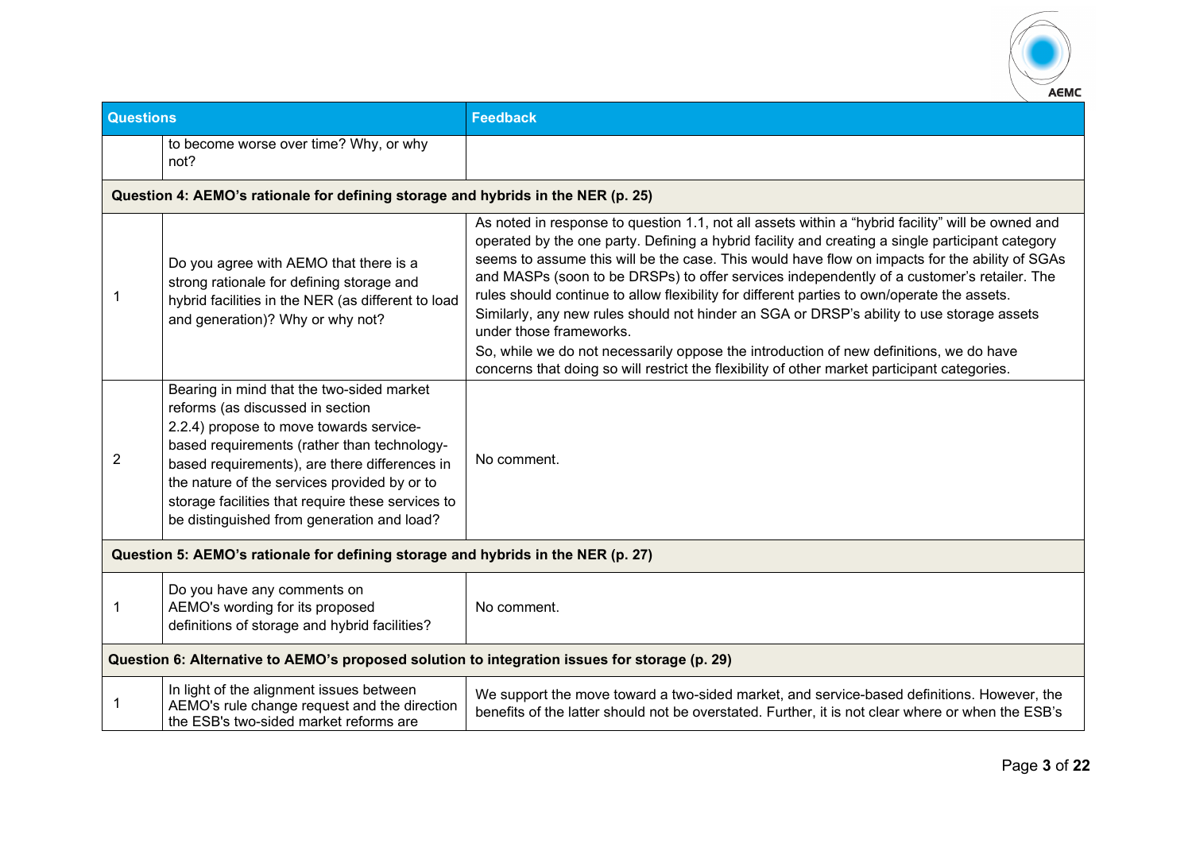| Questions | | Feedback |
|---|---|---|
| | to become worse over time? Why, or why not? | |
| **Question 4: AEMO's rationale for defining storage and hybrids in the NER (p. 25)** | | |
| 1 | Do you agree with AEMO that there is a strong rationale for defining storage and hybrid facilities in the NER (as different to load and generation)? Why or why not? | As noted in response to question 1.1, not all assets within a "hybrid facility" will be owned and operated by the one party. Defining a hybrid facility and creating a single participant category seems to assume this will be the case. This would have flow on impacts for the ability of SGAs and MASPs (soon to be DRSPs) to offer services independently of a customer's retailer. The rules should continue to allow flexibility for different parties to own/operate the assets. Similarly, any new rules should not hinder an SGA or DRSP's ability to use storage assets under those frameworks.<br>So, while we do not necessarily oppose the introduction of new definitions, we do have concerns that doing so will restrict the flexibility of other market participant categories. |
| 2 | Bearing in mind that the two-sided market reforms (as discussed in section 2.2.4) propose to move towards service-based requirements (rather than technology-based requirements), are there differences in the nature of the services provided by or to storage facilities that require these services to be distinguished from generation and load? | No comment. |
| **Question 5: AEMO's rationale for defining storage and hybrids in the NER (p. 27)** | | |
| 1 | Do you have any comments on AEMO's wording for its proposed definitions of storage and hybrid facilities? | No comment. |
| **Question 6: Alternative to AEMO's proposed solution to integration issues for storage (p. 29)** | | |
| 1 | In light of the alignment issues between AEMO's rule change request and the direction the ESB's two-sided market reforms are | We support the move toward a two-sided market, and service-based definitions. However, the benefits of the latter should not be overstated. Further, it is not clear where or when the ESB's |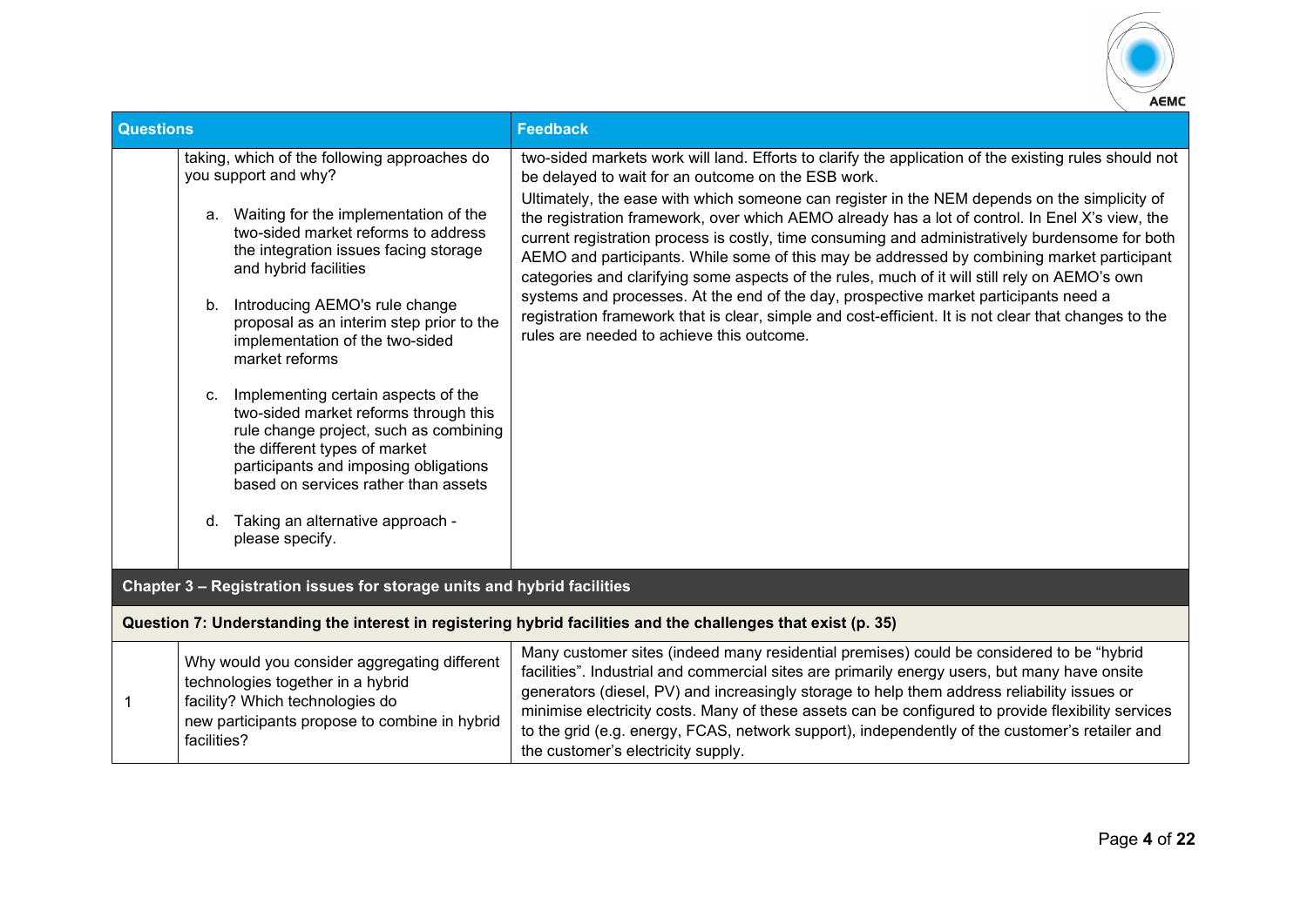| Questions | | Feedback |
|---|---|---|
| | taking, which of the following approaches do you support and why?<br><br>a. Waiting for the implementation of the two-sided market reforms to address the integration issues facing storage and hybrid facilities<br><br>b. Introducing AEMO's rule change proposal as an interim step prior to the implementation of the two-sided market reforms<br><br>c. Implementing certain aspects of the two-sided market reforms through this rule change project, such as combining the different types of market participants and imposing obligations based on services rather than assets<br><br>d. Taking an alternative approach - please specify. | two-sided markets work will land. Efforts to clarify the application of the existing rules should not be delayed to wait for an outcome on the ESB work.<br><br>Ultimately, the ease with which someone can register in the NEM depends on the simplicity of the registration framework, over which AEMO already has a lot of control. In Enel X's view, the current registration process is costly, time consuming and administratively burdensome for both AEMO and participants. While some of this may be addressed by combining market participant categories and clarifying some aspects of the rules, much of it will still rely on AEMO's own systems and processes. At the end of the day, prospective market participants need a registration framework that is clear, simple and cost-efficient. It is not clear that changes to the rules are needed to achieve this outcome. |
| **Chapter 3 – Registration issues for storage units and hybrid facilities** | | |
| **Question 7: Understanding the interest in registering hybrid facilities and the challenges that exist (p. 35)** | | |
| 1 | Why would you consider aggregating different technologies together in a hybrid facility? Which technologies do new participants propose to combine in hybrid facilities? | Many customer sites (indeed many residential premises) could be considered to be "hybrid facilities". Industrial and commercial sites are primarily energy users, but many have onsite generators (diesel, PV) and increasingly storage to help them address reliability issues or minimise electricity costs. Many of these assets can be configured to provide flexibility services to the grid (e.g. energy, FCAS, network support), independently of the customer's retailer and the customer's electricity supply. |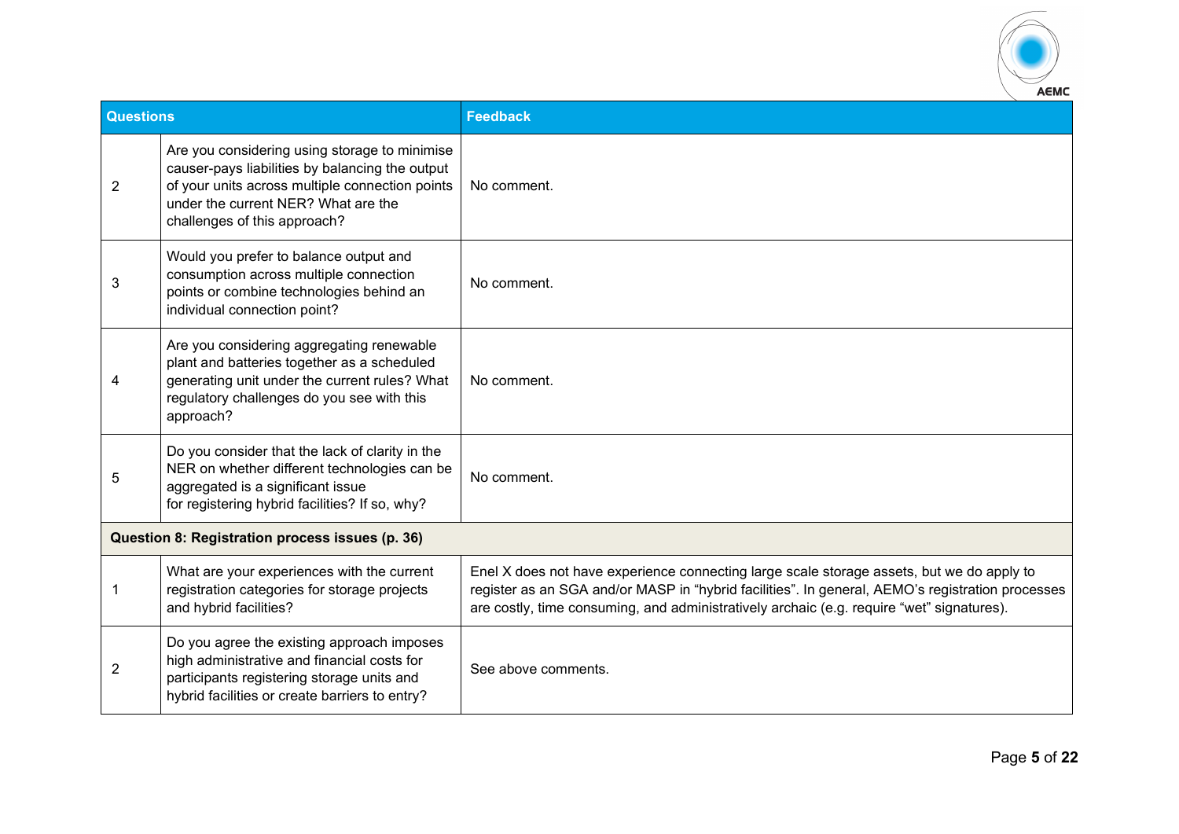| Questions | | Feedback |
|---|---|---|
| 2 | Are you considering using storage to minimise causer-pays liabilities by balancing the output of your units across multiple connection points under the current NER? What are the challenges of this approach? | No comment. |
| 3 | Would you prefer to balance output and consumption across multiple connection points or combine technologies behind an individual connection point? | No comment. |
| 4 | Are you considering aggregating renewable plant and batteries together as a scheduled generating unit under the current rules? What regulatory challenges do you see with this approach? | No comment. |
| 5 | Do you consider that the lack of clarity in the NER on whether different technologies can be aggregated is a significant issue for registering hybrid facilities? If so, why? | No comment. |
| **Question 8: Registration process issues (p. 36)** | | |
| 1 | What are your experiences with the current registration categories for storage projects and hybrid facilities? | Enel X does not have experience connecting large scale storage assets, but we do apply to register as an SGA and/or MASP in "hybrid facilities". In general, AEMO's registration processes are costly, time consuming, and administratively archaic (e.g. require "wet" signatures). |
| 2 | Do you agree the existing approach imposes high administrative and financial costs for participants registering storage units and hybrid facilities or create barriers to entry? | See above comments. |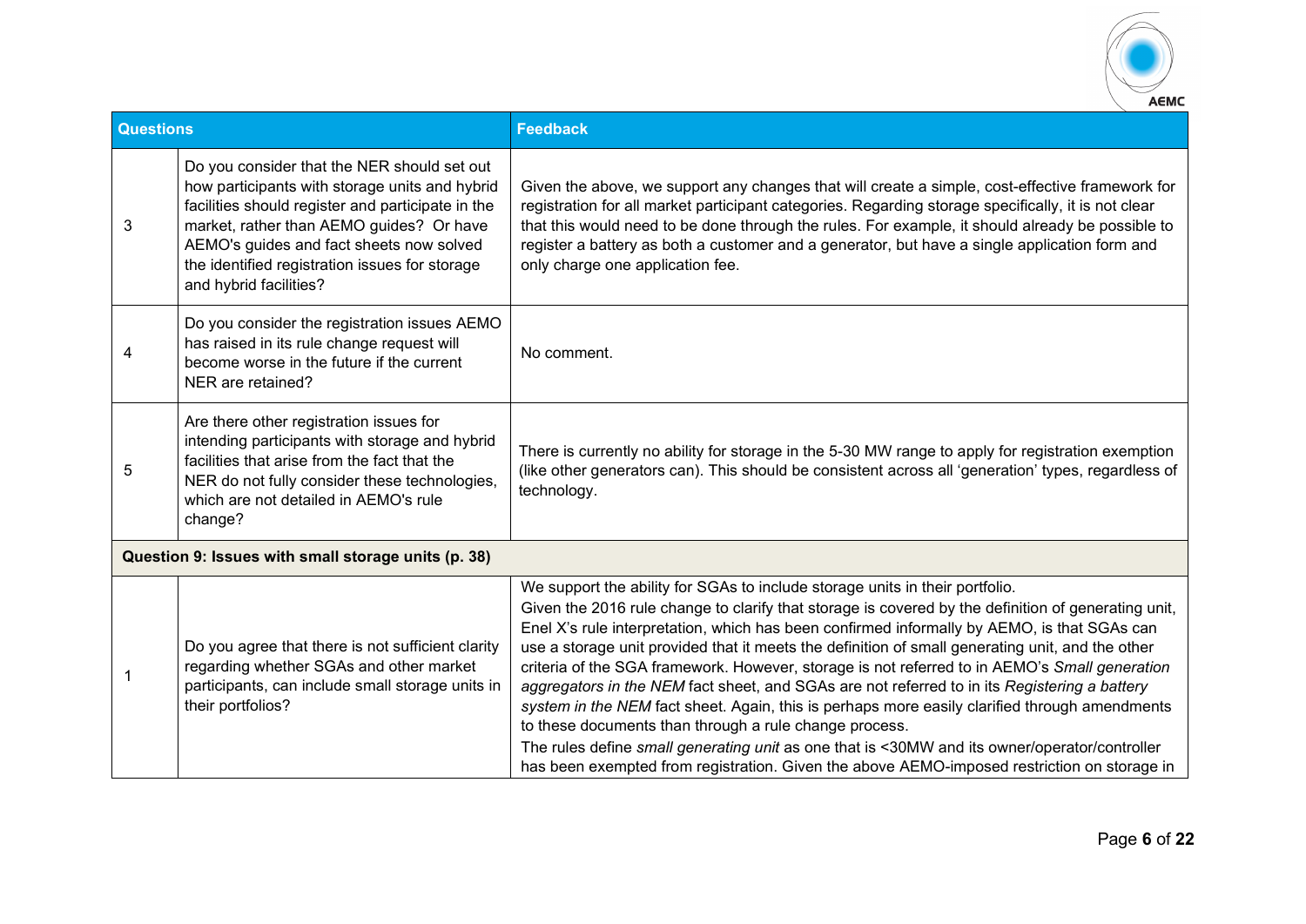| Questions | | Feedback |
|---|---|---|
| 3 | Do you consider that the NER should set out how participants with storage units and hybrid facilities should register and participate in the market, rather than AEMO guides? Or have AEMO's guides and fact sheets now solved the identified registration issues for storage and hybrid facilities? | Given the above, we support any changes that will create a simple, cost-effective framework for registration for all market participant categories. Regarding storage specifically, it is not clear that this would need to be done through the rules. For example, it should already be possible to register a battery as both a customer and a generator, but have a single application form and only charge one application fee. |
| 4 | Do you consider the registration issues AEMO has raised in its rule change request will become worse in the future if the current NER are retained? | No comment. |
| 5 | Are there other registration issues for intending participants with storage and hybrid facilities that arise from the fact that the NER do not fully consider these technologies, which are not detailed in AEMO's rule change? | There is currently no ability for storage in the 5-30 MW range to apply for registration exemption (like other generators can). This should be consistent across all 'generation' types, regardless of technology. |
| **Question 9: Issues with small storage units (p. 38)** | | |
| 1 | Do you agree that there is not sufficient clarity regarding whether SGAs and other market participants, can include small storage units in their portfolios? | We support the ability for SGAs to include storage units in their portfolio.<br>Given the 2016 rule change to clarify that storage is covered by the definition of generating unit, Enel X's rule interpretation, which has been confirmed informally by AEMO, is that SGAs can use a storage unit provided that it meets the definition of small generating unit, and the other criteria of the SGA framework. However, storage is not referred to in AEMO's *Small generation aggregators in the NEM* fact sheet, and SGAs are not referred to in its *Registering a battery system in the NEM* fact sheet. Again, this is perhaps more easily clarified through amendments to these documents than through a rule change process.<br>The rules define *small generating unit* as one that is <30MW and its owner/operator/controller has been exempted from registration. Given the above AEMO-imposed restriction on storage in |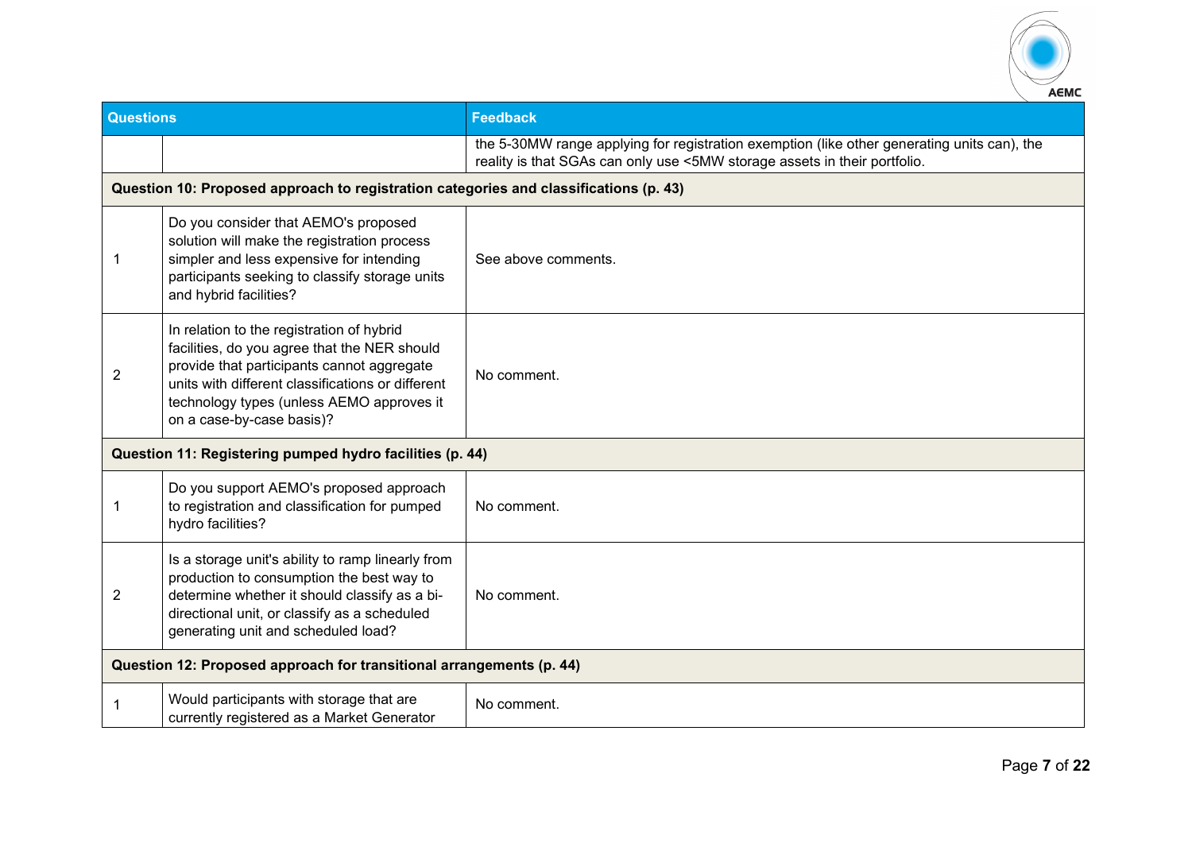| Questions | | Feedback |
|---|---|---|
| | | the 5-30MW range applying for registration exemption (like other generating units can), the reality is that SGAs can only use <5MW storage assets in their portfolio. |
| **Question 10: Proposed approach to registration categories and classifications (p. 43)** | | |
| 1 | Do you consider that AEMO's proposed solution will make the registration process simpler and less expensive for intending participants seeking to classify storage units and hybrid facilities? | See above comments. |
| 2 | In relation to the registration of hybrid facilities, do you agree that the NER should provide that participants cannot aggregate units with different classifications or different technology types (unless AEMO approves it on a case-by-case basis)? | No comment. |
| **Question 11: Registering pumped hydro facilities (p. 44)** | | |
| 1 | Do you support AEMO's proposed approach to registration and classification for pumped hydro facilities? | No comment. |
| 2 | Is a storage unit's ability to ramp linearly from production to consumption the best way to determine whether it should classify as a bi-directional unit, or classify as a scheduled generating unit and scheduled load? | No comment. |
| **Question 12: Proposed approach for transitional arrangements (p. 44)** | | |
| 1 | Would participants with storage that are currently registered as a Market Generator | No comment. |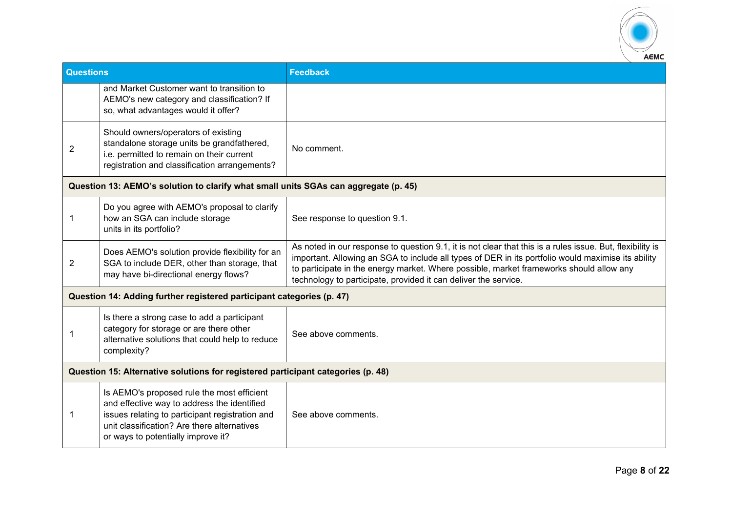| Questions | | Feedback |
|---|---|---|
| | and Market Customer want to transition to AEMO's new category and classification? If so, what advantages would it offer? | |
| 2 | Should owners/operators of existing standalone storage units be grandfathered, i.e. permitted to remain on their current registration and classification arrangements? | No comment. |
| **Question 13: AEMO's solution to clarify what small units SGAs can aggregate (p. 45)** | | |
| 1 | Do you agree with AEMO's proposal to clarify how an SGA can include storage units in its portfolio? | See response to question 9.1. |
| 2 | Does AEMO's solution provide flexibility for an SGA to include DER, other than storage, that may have bi-directional energy flows? | As noted in our response to question 9.1, it is not clear that this is a rules issue. But, flexibility is important. Allowing an SGA to include all types of DER in its portfolio would maximise its ability to participate in the energy market. Where possible, market frameworks should allow any technology to participate, provided it can deliver the service. |
| **Question 14: Adding further registered participant categories (p. 47)** | | |
| 1 | Is there a strong case to add a participant category for storage or are there other alternative solutions that could help to reduce complexity? | See above comments. |
| **Question 15: Alternative solutions for registered participant categories (p. 48)** | | |
| 1 | Is AEMO's proposed rule the most efficient and effective way to address the identified issues relating to participant registration and unit classification? Are there alternatives or ways to potentially improve it? | See above comments. |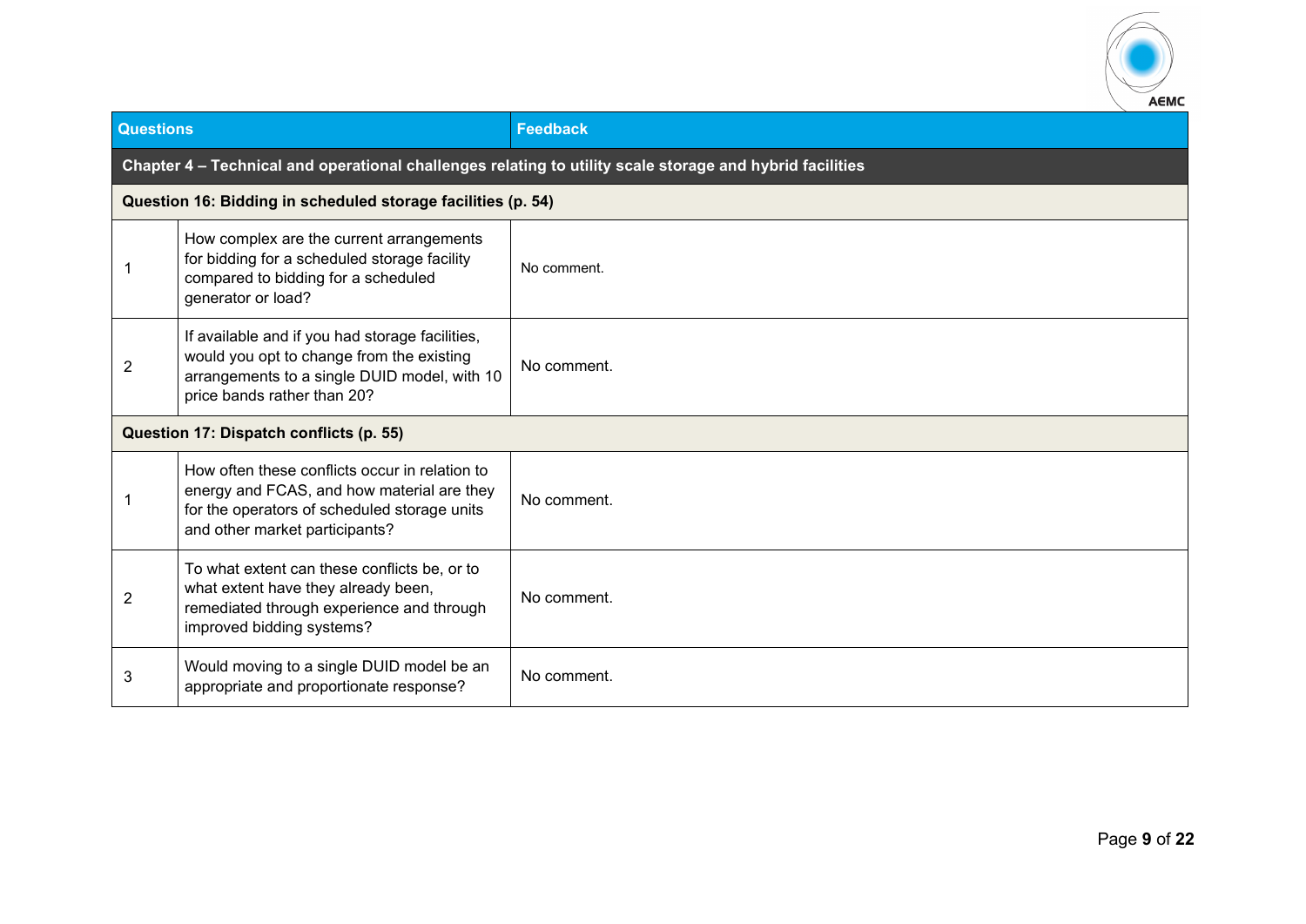| Questions | | Feedback |
|---|---|---|
| **Chapter 4 – Technical and operational challenges relating to utility scale storage and hybrid facilities** | | |
| **Question 16: Bidding in scheduled storage facilities (p. 54)** | | |
| 1 | How complex are the current arrangements for bidding for a scheduled storage facility compared to bidding for a scheduled generator or load? | No comment. |
| 2 | If available and if you had storage facilities, would you opt to change from the existing arrangements to a single DUID model, with 10 price bands rather than 20? | No comment. |
| **Question 17: Dispatch conflicts (p. 55)** | | |
| 1 | How often these conflicts occur in relation to energy and FCAS, and how material are they for the operators of scheduled storage units and other market participants? | No comment. |
| 2 | To what extent can these conflicts be, or to what extent have they already been, remediated through experience and through improved bidding systems? | No comment. |
| 3 | Would moving to a single DUID model be an appropriate and proportionate response? | No comment. |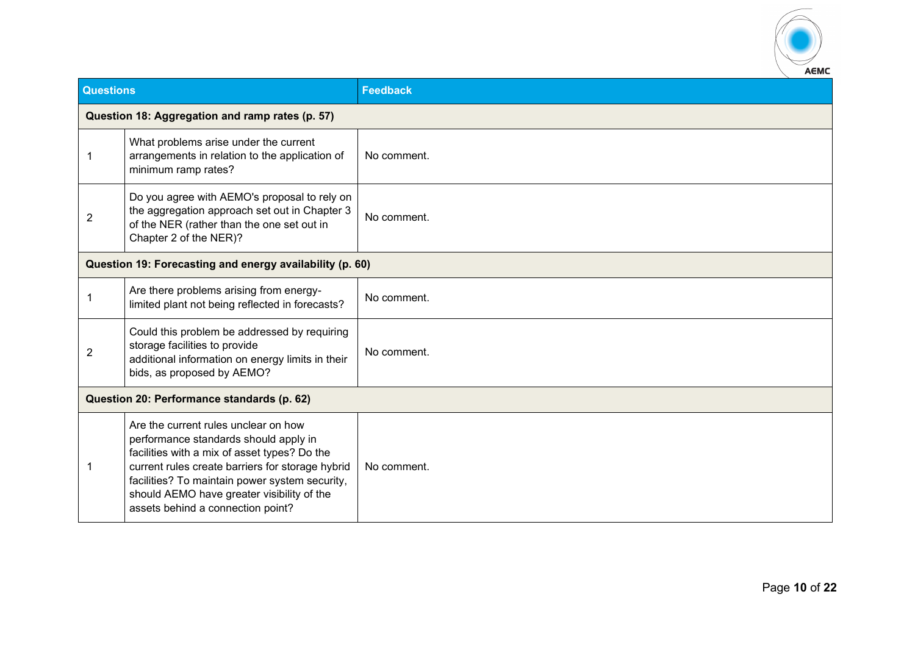| Questions | | Feedback |
|---|---|---|
| **Question 18: Aggregation and ramp rates (p. 57)** | | |
| 1 | What problems arise under the current arrangements in relation to the application of minimum ramp rates? | No comment. |
| 2 | Do you agree with AEMO's proposal to rely on the aggregation approach set out in Chapter 3 of the NER (rather than the one set out in Chapter 2 of the NER)? | No comment. |
| **Question 19: Forecasting and energy availability (p. 60)** | | |
| 1 | Are there problems arising from energy-limited plant not being reflected in forecasts? | No comment. |
| 2 | Could this problem be addressed by requiring storage facilities to provide additional information on energy limits in their bids, as proposed by AEMO? | No comment. |
| **Question 20: Performance standards (p. 62)** | | |
| 1 | Are the current rules unclear on how performance standards should apply in facilities with a mix of asset types? Do the current rules create barriers for storage hybrid facilities? To maintain power system security, should AEMO have greater visibility of the assets behind a connection point? | No comment. |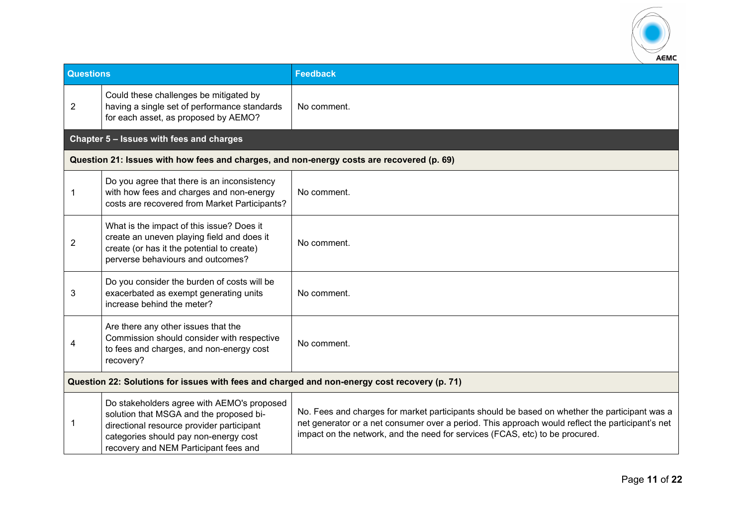| Questions | | Feedback |
|---|---|---|
| 2 | Could these challenges be mitigated by having a single set of performance standards for each asset, as proposed by AEMO? | No comment. |
| **Chapter 5 – Issues with fees and charges** | | |
| **Question 21: Issues with how fees and charges, and non-energy costs are recovered (p. 69)** | | |
| 1 | Do you agree that there is an inconsistency with how fees and charges and non-energy costs are recovered from Market Participants? | No comment. |
| 2 | What is the impact of this issue? Does it create an uneven playing field and does it create (or has it the potential to create) perverse behaviours and outcomes? | No comment. |
| 3 | Do you consider the burden of costs will be exacerbated as exempt generating units increase behind the meter? | No comment. |
| 4 | Are there any other issues that the Commission should consider with respective to fees and charges, and non-energy cost recovery? | No comment. |
| **Question 22: Solutions for issues with fees and charged and non-energy cost recovery (p. 71)** | | |
| 1 | Do stakeholders agree with AEMO's proposed solution that MSGA and the proposed bi-directional resource provider participant categories should pay non-energy cost recovery and NEM Participant fees and | No. Fees and charges for market participants should be based on whether the participant was a net generator or a net consumer over a period. This approach would reflect the participant's net impact on the network, and the need for services (FCAS, etc) to be procured. |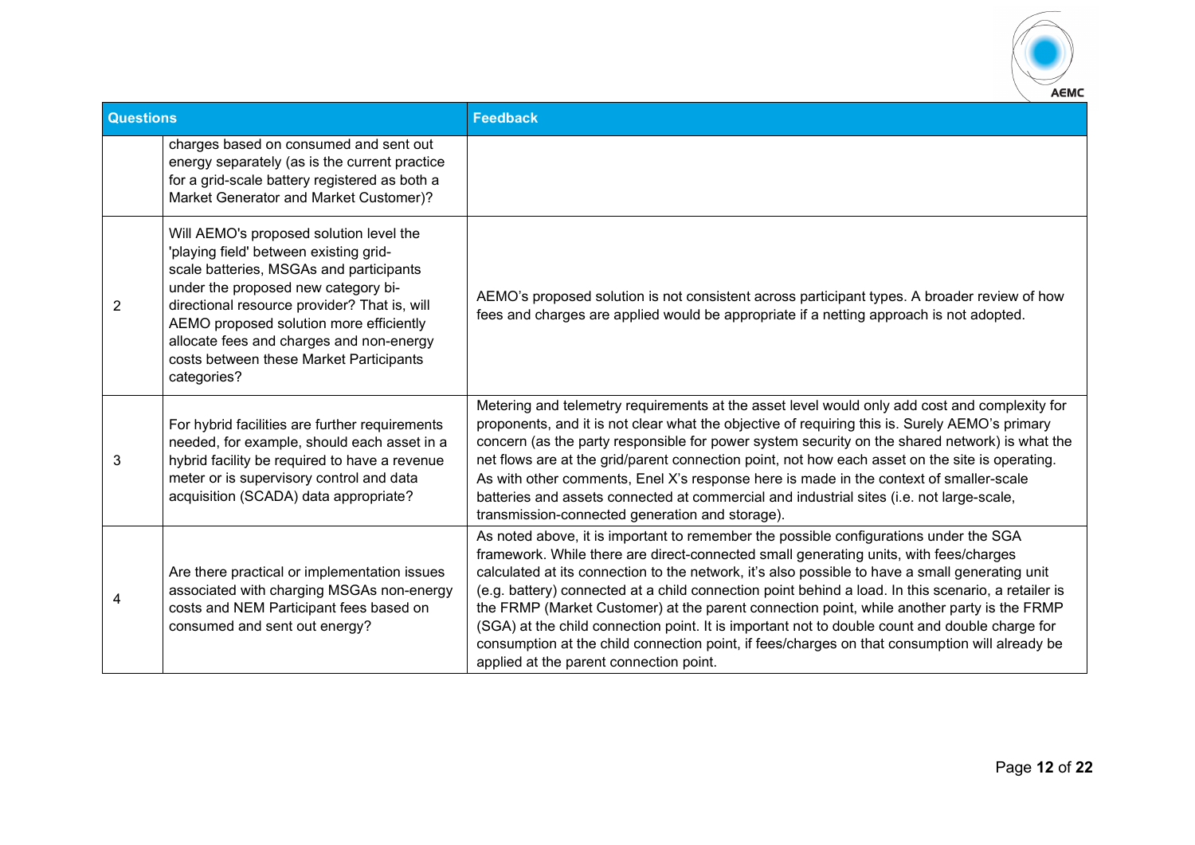| Questions | | Feedback |
|---|---|---|
| | charges based on consumed and sent out energy separately (as is the current practice for a grid-scale battery registered as both a Market Generator and Market Customer)? | |
| 2 | Will AEMO's proposed solution level the 'playing field' between existing grid-scale batteries, MSGAs and participants under the proposed new category bi-directional resource provider? That is, will AEMO proposed solution more efficiently allocate fees and charges and non-energy costs between these Market Participants categories? | AEMO's proposed solution is not consistent across participant types. A broader review of how fees and charges are applied would be appropriate if a netting approach is not adopted. |
| 3 | For hybrid facilities are further requirements needed, for example, should each asset in a hybrid facility be required to have a revenue meter or is supervisory control and data acquisition (SCADA) data appropriate? | Metering and telemetry requirements at the asset level would only add cost and complexity for proponents, and it is not clear what the objective of requiring this is. Surely AEMO's primary concern (as the party responsible for power system security on the shared network) is what the net flows are at the grid/parent connection point, not how each asset on the site is operating. As with other comments, Enel X's response here is made in the context of smaller-scale batteries and assets connected at commercial and industrial sites (i.e. not large-scale, transmission-connected generation and storage). |
| 4 | Are there practical or implementation issues associated with charging MSGAs non-energy costs and NEM Participant fees based on consumed and sent out energy? | As noted above, it is important to remember the possible configurations under the SGA framework. While there are direct-connected small generating units, with fees/charges calculated at its connection to the network, it's also possible to have a small generating unit (e.g. battery) connected at a child connection point behind a load. In this scenario, a retailer is the FRMP (Market Customer) at the parent connection point, while another party is the FRMP (SGA) at the child connection point. It is important not to double count and double charge for consumption at the child connection point, if fees/charges on that consumption will already be applied at the parent connection point. |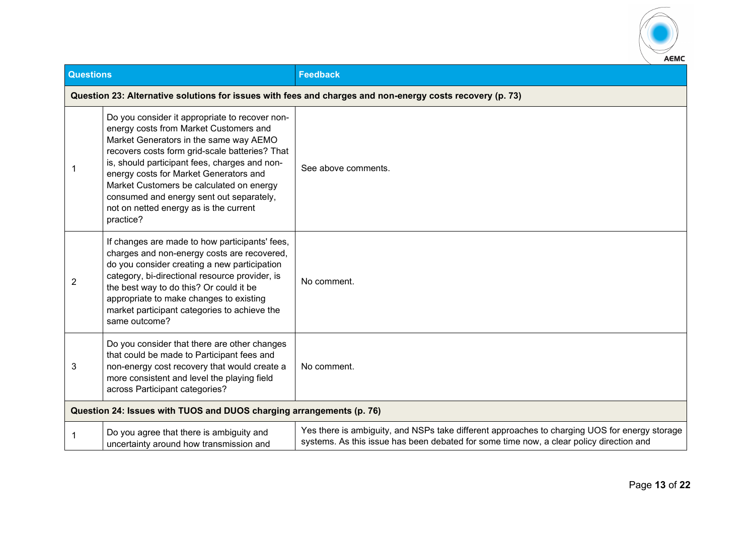| Questions | | Feedback |
|---|---|---|
| **Question 23: Alternative solutions for issues with fees and charges and non-energy costs recovery (p. 73)** | | |
| 1 | Do you consider it appropriate to recover non-energy costs from Market Customers and Market Generators in the same way AEMO recovers costs form grid-scale batteries? That is, should participant fees, charges and non-energy costs for Market Generators and Market Customers be calculated on energy consumed and energy sent out separately, not on netted energy as is the current practice? | See above comments. |
| 2 | If changes are made to how participants' fees, charges and non-energy costs are recovered, do you consider creating a new participation category, bi-directional resource provider, is the best way to do this? Or could it be appropriate to make changes to existing market participant categories to achieve the same outcome? | No comment. |
| 3 | Do you consider that there are other changes that could be made to Participant fees and non-energy cost recovery that would create a more consistent and level the playing field across Participant categories? | No comment. |
| **Question 24: Issues with TUOS and DUOS charging arrangements (p. 76)** | | |
| 1 | Do you agree that there is ambiguity and uncertainty around how transmission and | Yes there is ambiguity, and NSPs take different approaches to charging UOS for energy storage systems. As this issue has been debated for some time now, a clear policy direction and |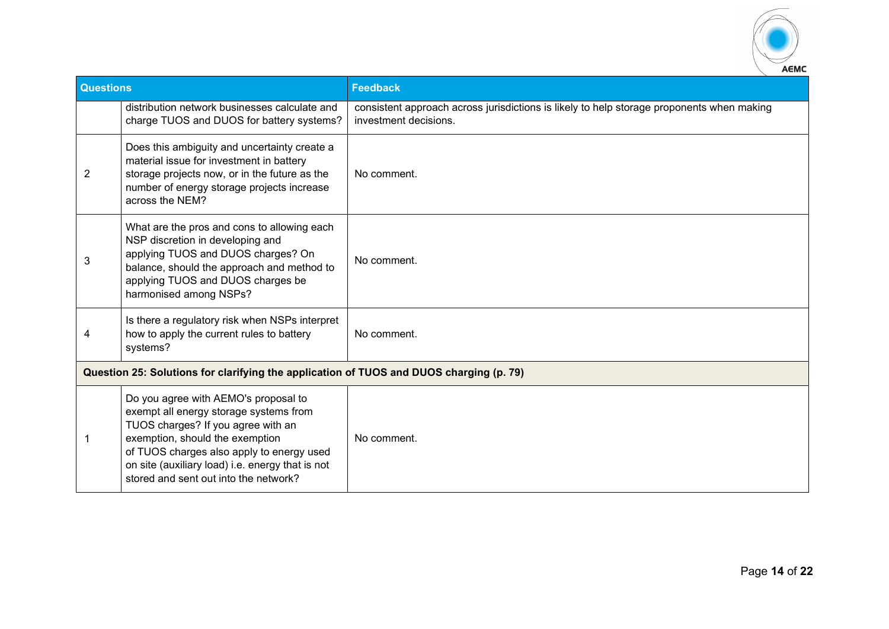| Questions | | Feedback |
|---|---|---|
| | distribution network businesses calculate and charge TUOS and DUOS for battery systems? | consistent approach across jurisdictions is likely to help storage proponents when making investment decisions. |
| 2 | Does this ambiguity and uncertainty create a material issue for investment in battery storage projects now, or in the future as the number of energy storage projects increase across the NEM? | No comment. |
| 3 | What are the pros and cons to allowing each NSP discretion in developing and applying TUOS and DUOS charges? On balance, should the approach and method to applying TUOS and DUOS charges be harmonised among NSPs? | No comment. |
| 4 | Is there a regulatory risk when NSPs interpret how to apply the current rules to battery systems? | No comment. |
| **Question 25: Solutions for clarifying the application of TUOS and DUOS charging (p. 79)** | | |
| 1 | Do you agree with AEMO's proposal to exempt all energy storage systems from TUOS charges? If you agree with an exemption, should the exemption of TUOS charges also apply to energy used on site (auxiliary load) i.e. energy that is not stored and sent out into the network? | No comment. |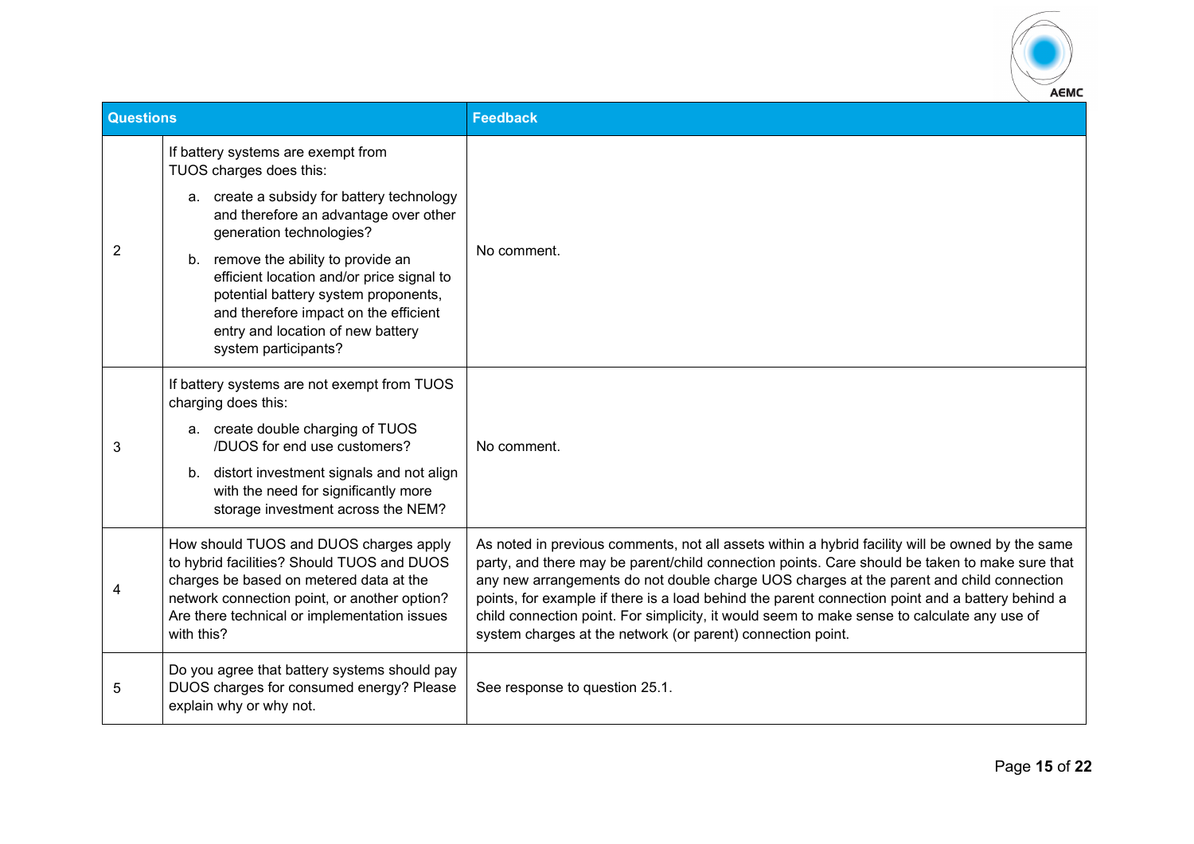| Questions | | Feedback |
|---|---|---|
| 2 | If battery systems are exempt from TUOS charges does this:<br>a. create a subsidy for battery technology and therefore an advantage over other generation technologies?<br>b. remove the ability to provide an efficient location and/or price signal to potential battery system proponents, and therefore impact on the efficient entry and location of new battery system participants? | No comment. |
| 3 | If battery systems are not exempt from TUOS charging does this:<br>a. create double charging of TUOS /DUOS for end use customers?<br>b. distort investment signals and not align with the need for significantly more storage investment across the NEM? | No comment. |
| 4 | How should TUOS and DUOS charges apply to hybrid facilities? Should TUOS and DUOS charges be based on metered data at the network connection point, or another option? Are there technical or implementation issues with this? | As noted in previous comments, not all assets within a hybrid facility will be owned by the same party, and there may be parent/child connection points. Care should be taken to make sure that any new arrangements do not double charge UOS charges at the parent and child connection points, for example if there is a load behind the parent connection point and a battery behind a child connection point. For simplicity, it would seem to make sense to calculate any use of system charges at the network (or parent) connection point. |
| 5 | Do you agree that battery systems should pay DUOS charges for consumed energy? Please explain why or why not. | See response to question 25.1. |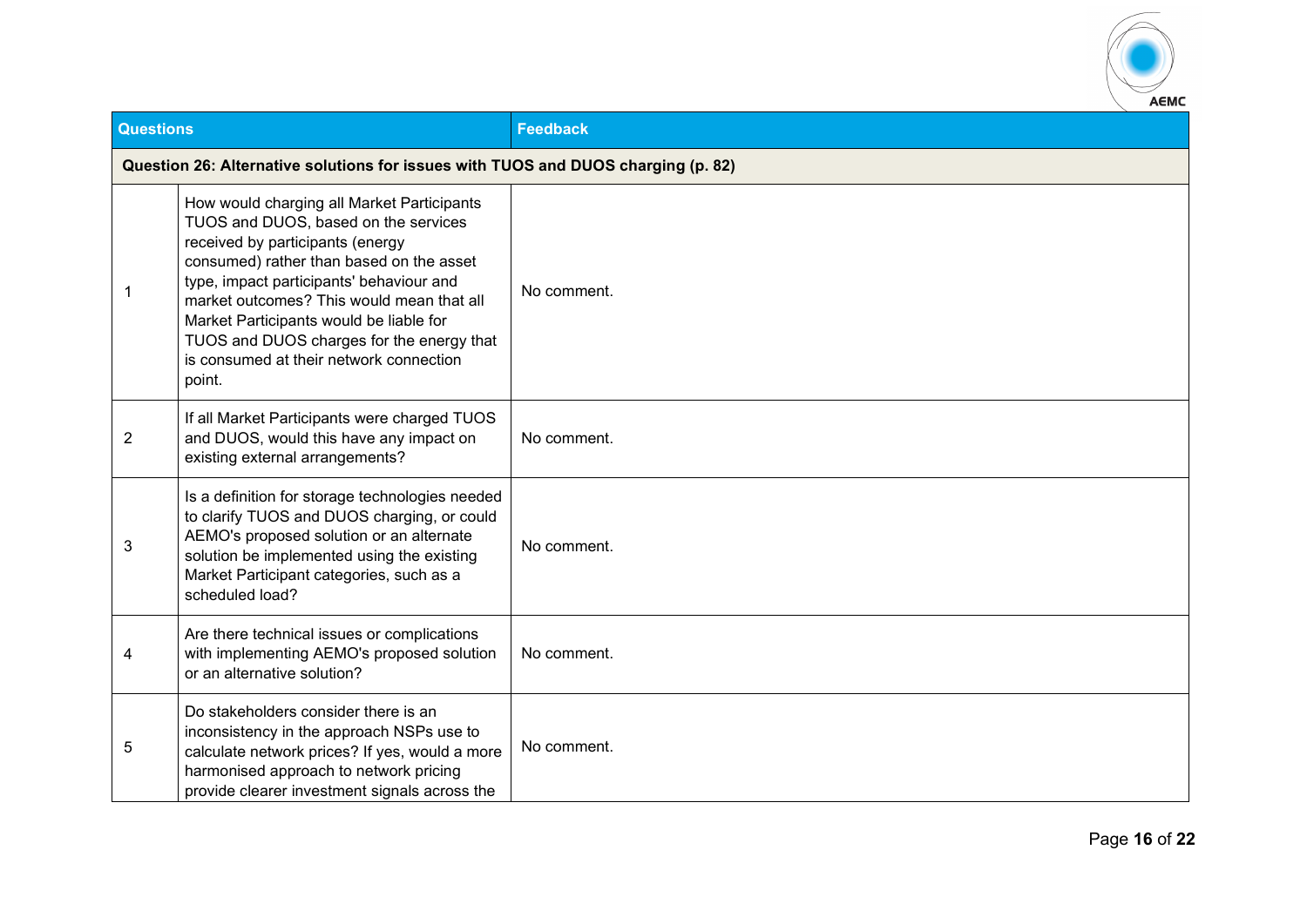| Questions | | Feedback |
|---|---|---|
| **Question 26: Alternative solutions for issues with TUOS and DUOS charging (p. 82)** | | |
| 1 | How would charging all Market Participants TUOS and DUOS, based on the services received by participants (energy consumed) rather than based on the asset type, impact participants' behaviour and market outcomes? This would mean that all Market Participants would be liable for TUOS and DUOS charges for the energy that is consumed at their network connection point. | No comment. |
| 2 | If all Market Participants were charged TUOS and DUOS, would this have any impact on existing external arrangements? | No comment. |
| 3 | Is a definition for storage technologies needed to clarify TUOS and DUOS charging, or could AEMO's proposed solution or an alternate solution be implemented using the existing Market Participant categories, such as a scheduled load? | No comment. |
| 4 | Are there technical issues or complications with implementing AEMO's proposed solution or an alternative solution? | No comment. |
| 5 | Do stakeholders consider there is an inconsistency in the approach NSPs use to calculate network prices? If yes, would a more harmonised approach to network pricing provide clearer investment signals across the | No comment. |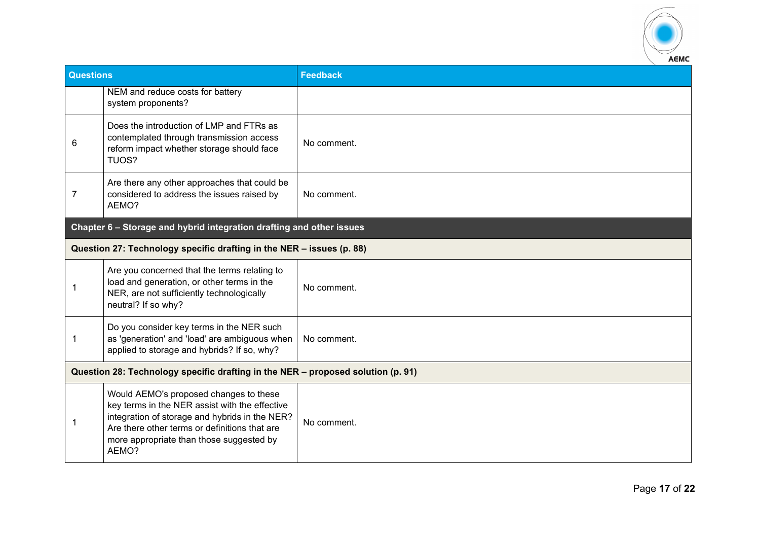| Questions | | Feedback |
|---|---|---|
| | NEM and reduce costs for battery system proponents? | |
| 6 | Does the introduction of LMP and FTRs as contemplated through transmission access reform impact whether storage should face TUOS? | No comment. |
| 7 | Are there any other approaches that could be considered to address the issues raised by AEMO? | No comment. |
| **Chapter 6 – Storage and hybrid integration drafting and other issues** | | |
| **Question 27: Technology specific drafting in the NER – issues (p. 88)** | | |
| 1 | Are you concerned that the terms relating to load and generation, or other terms in the NER, are not sufficiently technologically neutral? If so why? | No comment. |
| 1 | Do you consider key terms in the NER such as 'generation' and 'load' are ambiguous when applied to storage and hybrids? If so, why? | No comment. |
| **Question 28: Technology specific drafting in the NER – proposed solution (p. 91)** | | |
| 1 | Would AEMO's proposed changes to these key terms in the NER assist with the effective integration of storage and hybrids in the NER? Are there other terms or definitions that are more appropriate than those suggested by AEMO? | No comment. |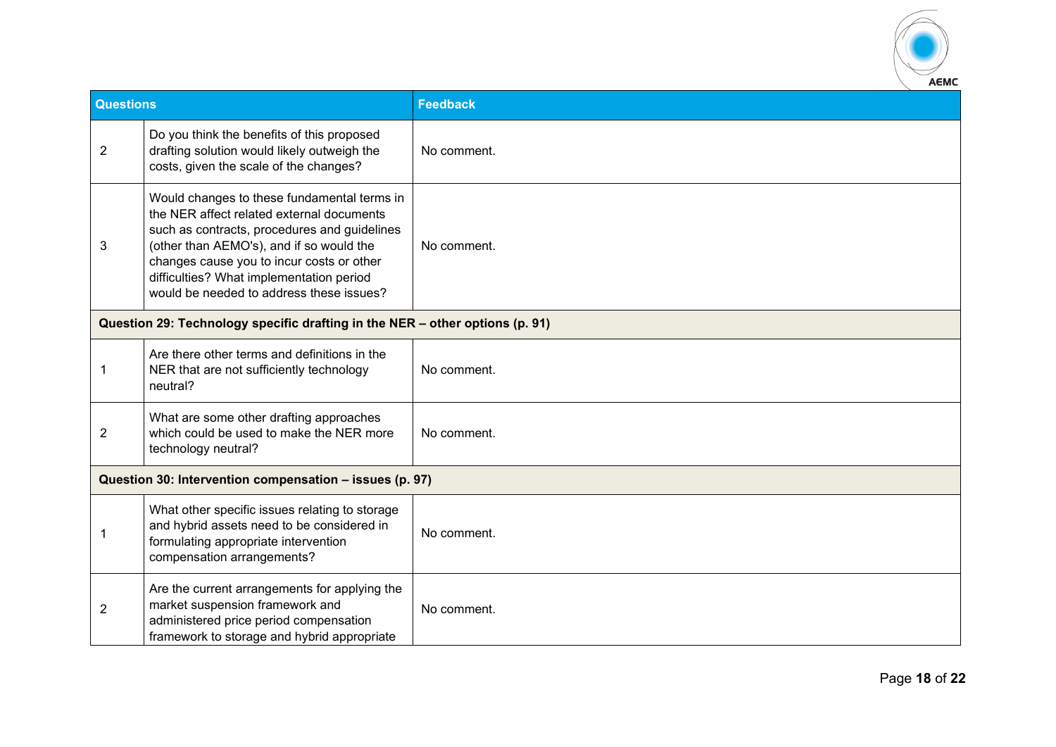| Questions | | Feedback |
|---|---|---|
| 2 | Do you think the benefits of this proposed drafting solution would likely outweigh the costs, given the scale of the changes? | No comment. |
| 3 | Would changes to these fundamental terms in the NER affect related external documents such as contracts, procedures and guidelines (other than AEMO's), and if so would the changes cause you to incur costs or other difficulties? What implementation period would be needed to address these issues? | No comment. |
| **Question 29: Technology specific drafting in the NER – other options (p. 91)** | | |
| 1 | Are there other terms and definitions in the NER that are not sufficiently technology neutral? | No comment. |
| 2 | What are some other drafting approaches which could be used to make the NER more technology neutral? | No comment. |
| **Question 30: Intervention compensation – issues (p. 97)** | | |
| 1 | What other specific issues relating to storage and hybrid assets need to be considered in formulating appropriate intervention compensation arrangements? | No comment. |
| 2 | Are the current arrangements for applying the market suspension framework and administered price period compensation framework to storage and hybrid appropriate | No comment. |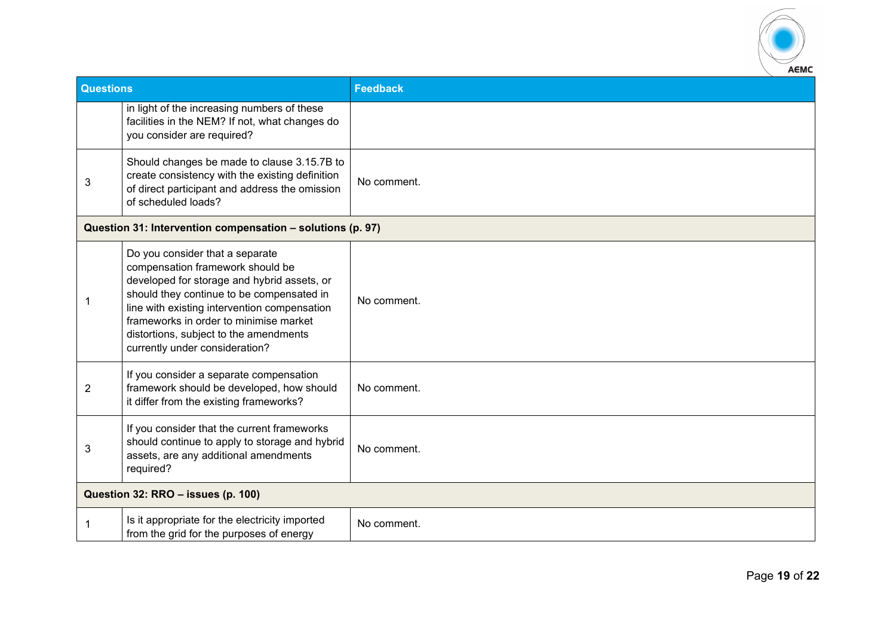| Questions | | Feedback |
|---|---|---|
| | in light of the increasing numbers of these facilities in the NEM? If not, what changes do you consider are required? | |
| 3 | Should changes be made to clause 3.15.7B to create consistency with the existing definition of direct participant and address the omission of scheduled loads? | No comment. |
| **Question 31: Intervention compensation – solutions (p. 97)** | | |
| 1 | Do you consider that a separate compensation framework should be developed for storage and hybrid assets, or should they continue to be compensated in line with existing intervention compensation frameworks in order to minimise market distortions, subject to the amendments currently under consideration? | No comment. |
| 2 | If you consider a separate compensation framework should be developed, how should it differ from the existing frameworks? | No comment. |
| 3 | If you consider that the current frameworks should continue to apply to storage and hybrid assets, are any additional amendments required? | No comment. |
| **Question 32: RRO – issues (p. 100)** | | |
| 1 | Is it appropriate for the electricity imported from the grid for the purposes of energy | No comment. |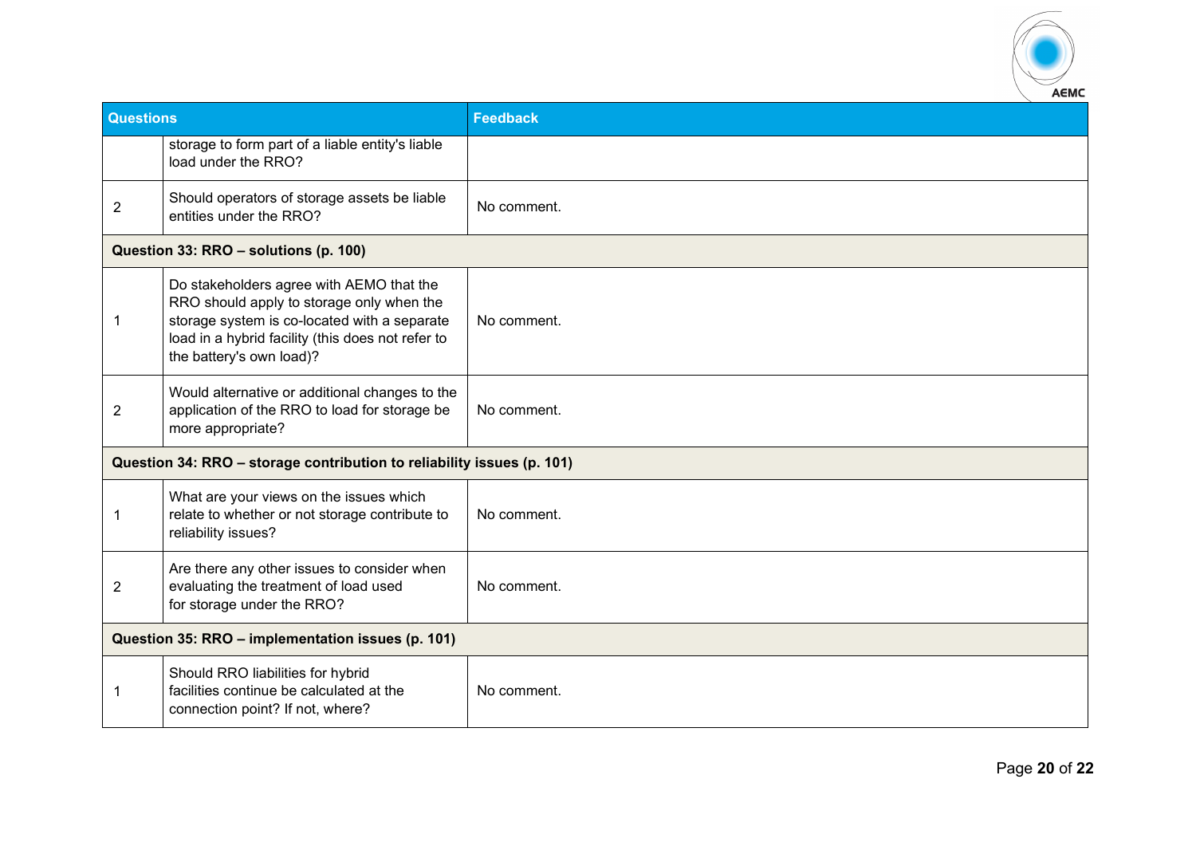| Questions | | Feedback |
|---|---|---|
| | storage to form part of a liable entity's liable load under the RRO? | |
| 2 | Should operators of storage assets be liable entities under the RRO? | No comment. |
| **Question 33: RRO – solutions (p. 100)** | | |
| 1 | Do stakeholders agree with AEMO that the RRO should apply to storage only when the storage system is co-located with a separate load in a hybrid facility (this does not refer to the battery's own load)? | No comment. |
| 2 | Would alternative or additional changes to the application of the RRO to load for storage be more appropriate? | No comment. |
| **Question 34: RRO – storage contribution to reliability issues (p. 101)** | | |
| 1 | What are your views on the issues which relate to whether or not storage contribute to reliability issues? | No comment. |
| 2 | Are there any other issues to consider when evaluating the treatment of load used for storage under the RRO? | No comment. |
| **Question 35: RRO – implementation issues (p. 101)** | | |
| 1 | Should RRO liabilities for hybrid facilities continue be calculated at the connection point? If not, where? | No comment. |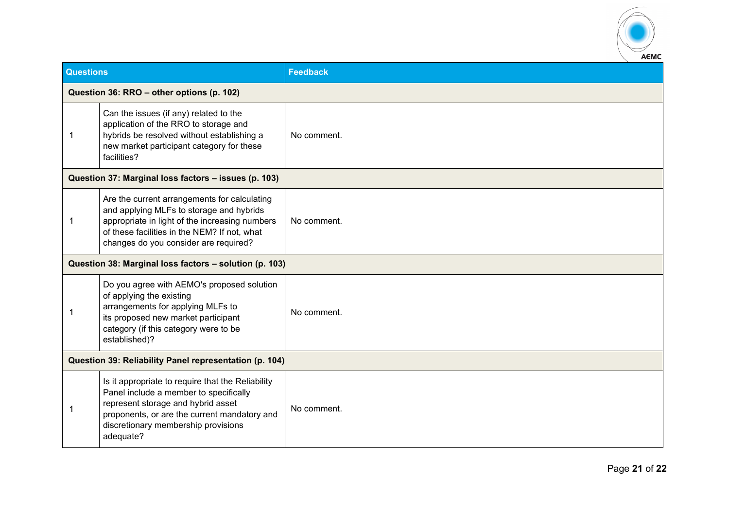| Questions | | Feedback |
|---|---|---|
| **Question 36: RRO – other options (p. 102)** | | |
| 1 | Can the issues (if any) related to the application of the RRO to storage and hybrids be resolved without establishing a new market participant category for these facilities? | No comment. |
| **Question 37: Marginal loss factors – issues (p. 103)** | | |
| 1 | Are the current arrangements for calculating and applying MLFs to storage and hybrids appropriate in light of the increasing numbers of these facilities in the NEM? If not, what changes do you consider are required? | No comment. |
| **Question 38: Marginal loss factors – solution (p. 103)** | | |
| 1 | Do you agree with AEMO's proposed solution of applying the existing arrangements for applying MLFs to its proposed new market participant category (if this category were to be established)? | No comment. |
| **Question 39: Reliability Panel representation (p. 104)** | | |
| 1 | Is it appropriate to require that the Reliability Panel include a member to specifically represent storage and hybrid asset proponents, or are the current mandatory and discretionary membership provisions adequate? | No comment. |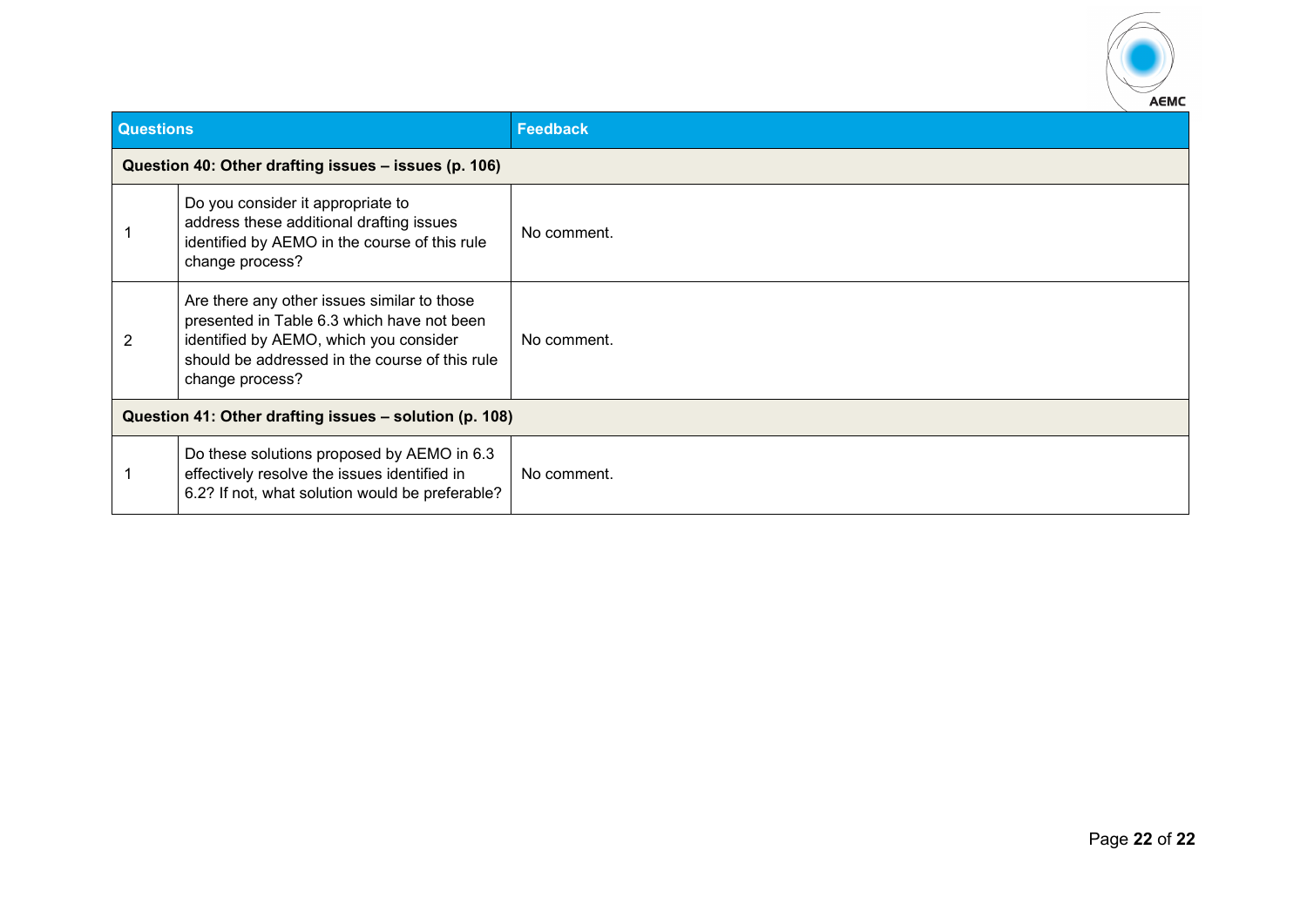| Questions | | Feedback |
|---|---|---|
| **Question 40: Other drafting issues – issues (p. 106)** | | |
| 1 | Do you consider it appropriate to address these additional drafting issues identified by AEMO in the course of this rule change process? | No comment. |
| 2 | Are there any other issues similar to those presented in Table 6.3 which have not been identified by AEMO, which you consider should be addressed in the course of this rule change process? | No comment. |
| **Question 41: Other drafting issues – solution (p. 108)** | | |
| 1 | Do these solutions proposed by AEMO in 6.3 effectively resolve the issues identified in 6.2? If not, what solution would be preferable? | No comment. |